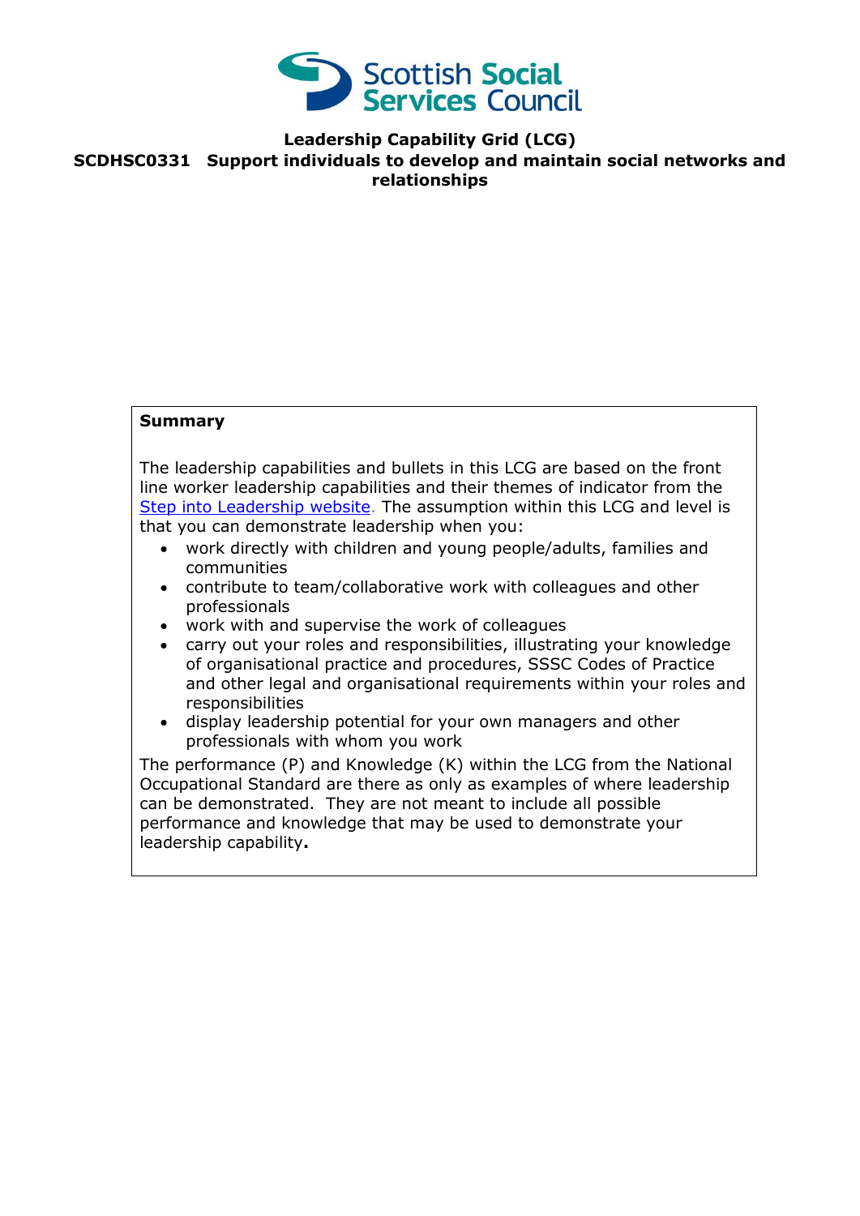**Scottish Social Services Council**

# Leadership Capability Grid (LCG)

## SCDHSC0331 Support individuals to develop and maintain social networks and relationships

**Summary**

The leadership capabilities and bullets in this LCG are based on the front line worker leadership capabilities and their themes of indicator from the [Step into Leadership website](). The assumption within this LCG and level is that you can demonstrate leadership when you:

- work directly with children and young people/adults, families and communities
- contribute to team/collaborative work with colleagues and other professionals
- work with and supervise the work of colleagues
- carry out your roles and responsibilities, illustrating your knowledge of organisational practice and procedures, SSSC Codes of Practice and other legal and organisational requirements within your roles and responsibilities
- display leadership potential for your own managers and other professionals with whom you work

The performance (P) and Knowledge (K) within the LCG from the National Occupational Standard are there as only as examples of where leadership can be demonstrated. They are not meant to include all possible performance and knowledge that may be used to demonstrate your leadership capability**.**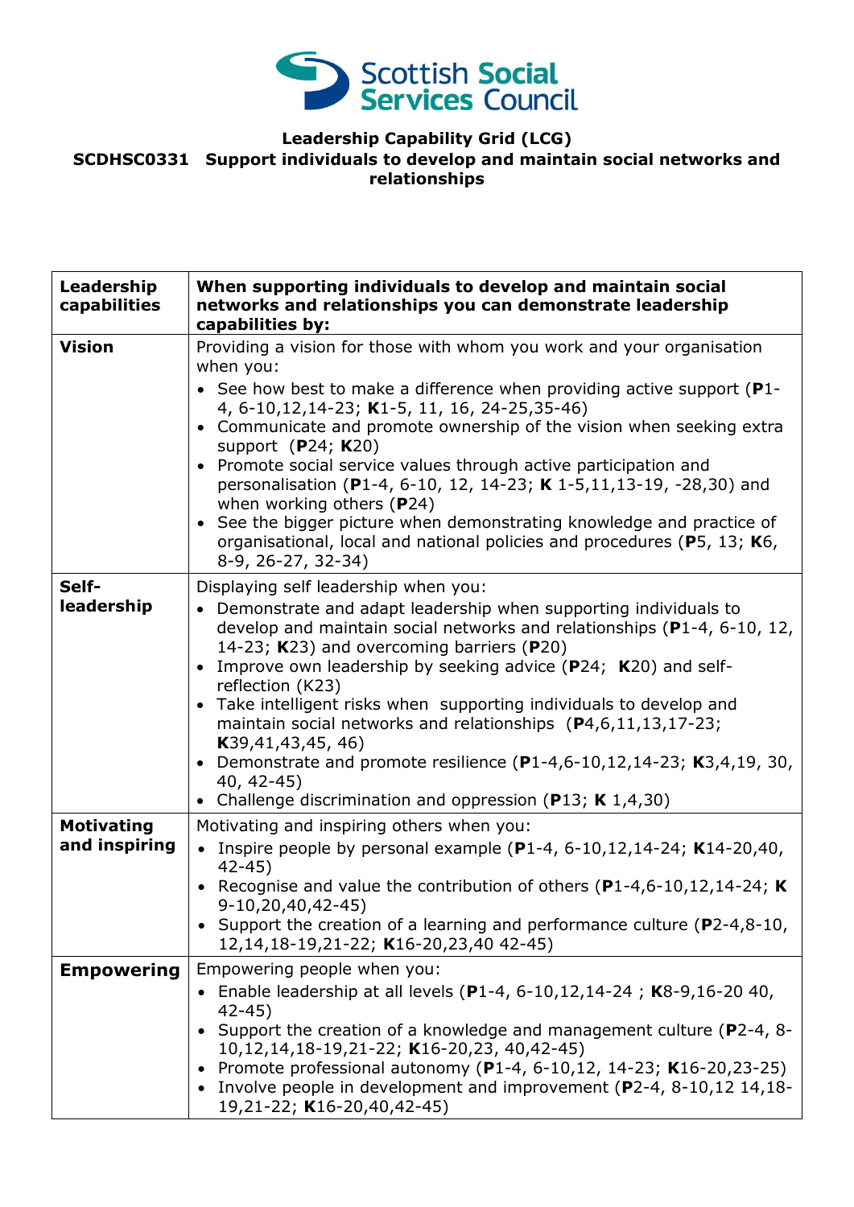**Leadership Capability Grid (LCG)**
**SCDHSC0331 Support individuals to develop and maintain social networks and relationships**

| **Leadership capabilities** | **When supporting individuals to develop and maintain social networks and relationships you can demonstrate leadership capabilities by:** |
|---|---|
| **Vision** | Providing a vision for those with whom you work and your organisation when you:<br>• See how best to make a difference when providing active support (**P**1-4, 6-10,12,14-23; **K**1-5, 11, 16, 24-25,35-46)<br>• Communicate and promote ownership of the vision when seeking extra support (**P**24; **K**20)<br>• Promote social service values through active participation and personalisation (**P**1-4, 6-10, 12, 14-23; **K** 1-5,11,13-19, -28,30) and when working others (**P**24)<br>• See the bigger picture when demonstrating knowledge and practice of organisational, local and national policies and procedures (**P**5, 13; **K**6, 8-9, 26-27, 32-34) |
| **Self-leadership** | Displaying self leadership when you:<br>• Demonstrate and adapt leadership when supporting individuals to develop and maintain social networks and relationships (**P**1-4, 6-10, 12, 14-23; **K**23) and overcoming barriers (**P**20)<br>• Improve own leadership by seeking advice (**P**24; **K**20) and self-reflection (K23)<br>• Take intelligent risks when supporting individuals to develop and maintain social networks and relationships (**P**4,6,11,13,17-23; **K**39,41,43,45, 46)<br>• Demonstrate and promote resilience (**P**1-4,6-10,12,14-23; **K**3,4,19, 30, 40, 42-45)<br>• Challenge discrimination and oppression (**P**13; **K** 1,4,30) |
| **Motivating and inspiring** | Motivating and inspiring others when you:<br>• Inspire people by personal example (**P**1-4, 6-10,12,14-24; **K**14-20,40, 42-45)<br>• Recognise and value the contribution of others (**P**1-4,6-10,12,14-24; **K** 9-10,20,40,42-45)<br>• Support the creation of a learning and performance culture (**P**2-4,8-10, 12,14,18-19,21-22; **K**16-20,23,40 42-45) |
| **Empowering** | Empowering people when you:<br>• Enable leadership at all levels (**P**1-4, 6-10,12,14-24 ; **K**8-9,16-20 40, 42-45)<br>• Support the creation of a knowledge and management culture (**P**2-4, 8-10,12,14,18-19,21-22; **K**16-20,23, 40,42-45)<br>• Promote professional autonomy (**P**1-4, 6-10,12, 14-23; **K**16-20,23-25)<br>• Involve people in development and improvement (**P**2-4, 8-10,12 14,18-19,21-22; **K**16-20,40,42-45) |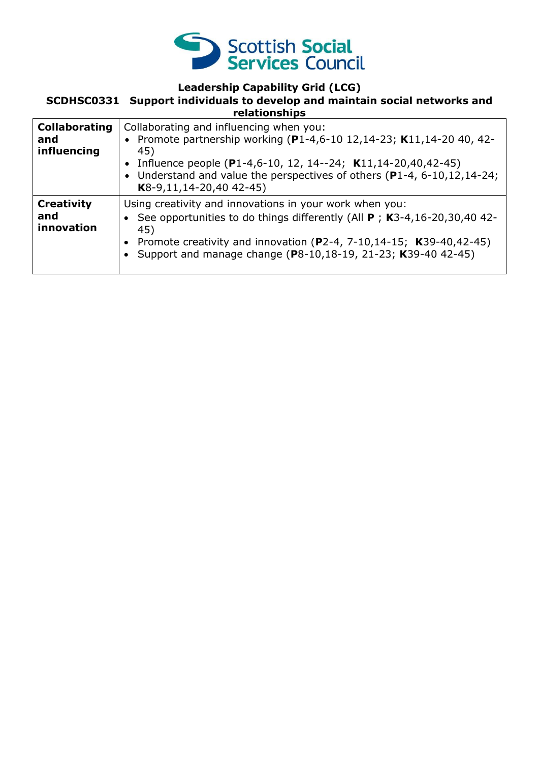**Leadership Capability Grid (LCG)**

**SCDHSC0331 Support individuals to develop and maintain social networks and relationships**

| | |
|---|---|
| **Collaborating and influencing** | Collaborating and influencing when you:<br>• Promote partnership working (**P**1-4,6-10 12,14-23; **K**11,14-20 40, 42-45)<br>• Influence people (**P**1-4,6-10, 12, 14--24; **K**11,14-20,40,42-45)<br>• Understand and value the perspectives of others (**P**1-4, 6-10,12,14-24; **K**8-9,11,14-20,40 42-45) |
| **Creativity and innovation** | Using creativity and innovations in your work when you:<br>• See opportunities to do things differently (All **P** ; **K**3-4,16-20,30,40 42-45)<br>• Promote creativity and innovation (**P**2-4, 7-10,14-15; **K**39-40,42-45)<br>• Support and manage change (**P**8-10,18-19, 21-23; **K**39-40 42-45) |